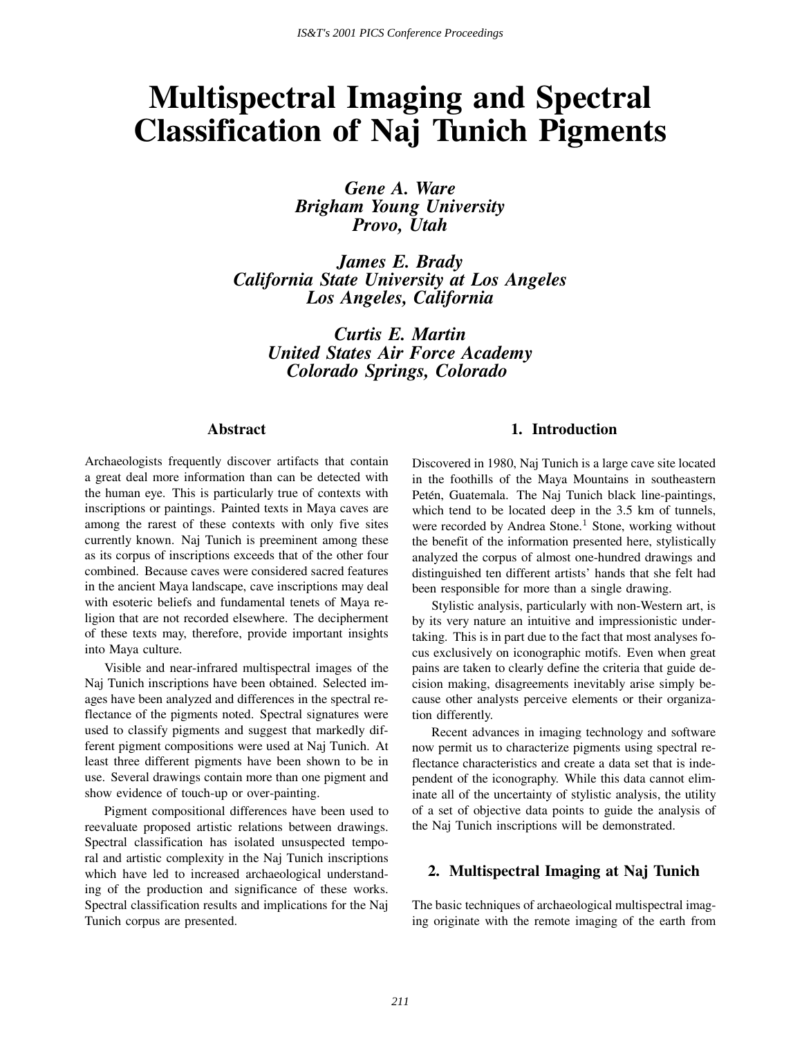# Multispectral Imaging and Spectral Classification of Naj Tunich Pigments

***Gene A. Ware***
***Brigham Young University***
***Provo, Utah***

***James E. Brady***
***California State University at Los Angeles***
***Los Angeles, California***

***Curtis E. Martin***
***United States Air Force Academy***
***Colorado Springs, Colorado***

## Abstract

Archaeologists frequently discover artifacts that contain a great deal more information than can be detected with the human eye. This is particularly true of contexts with inscriptions or paintings. Painted texts in Maya caves are among the rarest of these contexts with only five sites currently known. Naj Tunich is preeminent among these as its corpus of inscriptions exceeds that of the other four combined. Because caves were considered sacred features in the ancient Maya landscape, cave inscriptions may deal with esoteric beliefs and fundamental tenets of Maya religion that are not recorded elsewhere. The decipherment of these texts may, therefore, provide important insights into Maya culture.

Visible and near-infrared multispectral images of the Naj Tunich inscriptions have been obtained. Selected images have been analyzed and differences in the spectral reflectance of the pigments noted. Spectral signatures were used to classify pigments and suggest that markedly different pigment compositions were used at Naj Tunich. At least three different pigments have been shown to be in use. Several drawings contain more than one pigment and show evidence of touch-up or over-painting.

Pigment compositional differences have been used to reevaluate proposed artistic relations between drawings. Spectral classification has isolated unsuspected temporal and artistic complexity in the Naj Tunich inscriptions which have led to increased archaeological understanding of the production and significance of these works. Spectral classification results and implications for the Naj Tunich corpus are presented.

## 1. Introduction

Discovered in 1980, Naj Tunich is a large cave site located in the foothills of the Maya Mountains in southeastern Petén, Guatemala. The Naj Tunich black line-paintings, which tend to be located deep in the 3.5 km of tunnels, were recorded by Andrea Stone.[1] Stone, working without the benefit of the information presented here, stylistically analyzed the corpus of almost one-hundred drawings and distinguished ten different artists' hands that she felt had been responsible for more than a single drawing.

Stylistic analysis, particularly with non-Western art, is by its very nature an intuitive and impressionistic undertaking. This is in part due to the fact that most analyses focus exclusively on iconographic motifs. Even when great pains are taken to clearly define the criteria that guide decision making, disagreements inevitably arise simply because other analysts perceive elements or their organization differently.

Recent advances in imaging technology and software now permit us to characterize pigments using spectral reflectance characteristics and create a data set that is independent of the iconography. While this data cannot eliminate all of the uncertainty of stylistic analysis, the utility of a set of objective data points to guide the analysis of the Naj Tunich inscriptions will be demonstrated.

## 2. Multispectral Imaging at Naj Tunich

The basic techniques of archaeological multispectral imaging originate with the remote imaging of the earth from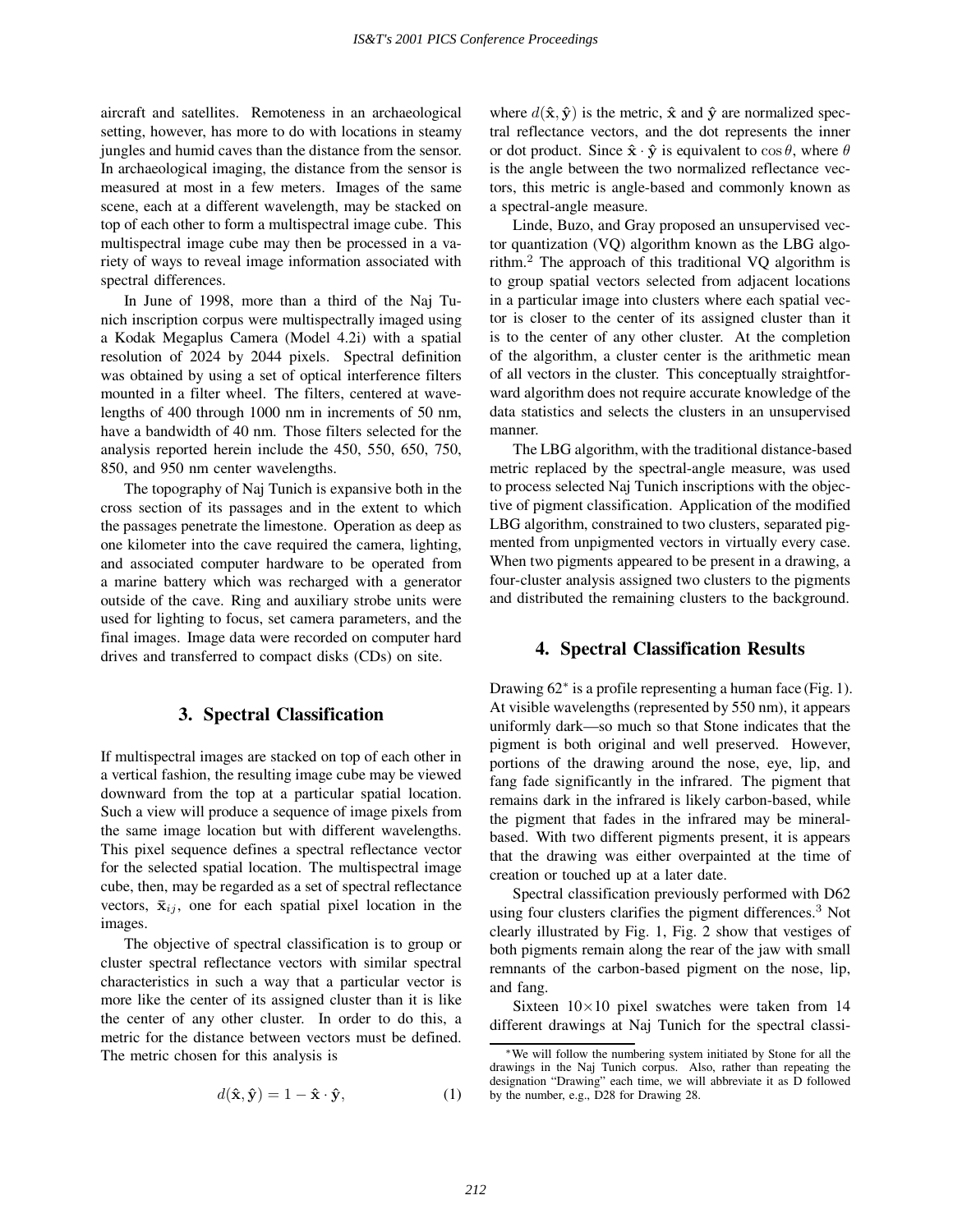aircraft and satellites. Remoteness in an archaeological setting, however, has more to do with locations in steamy jungles and humid caves than the distance from the sensor. In archaeological imaging, the distance from the sensor is measured at most in a few meters. Images of the same scene, each at a different wavelength, may be stacked on top of each other to form a multispectral image cube. This multispectral image cube may then be processed in a variety of ways to reveal image information associated with spectral differences.

In June of 1998, more than a third of the Naj Tunich inscription corpus were multispectrally imaged using a Kodak Megaplus Camera (Model 4.2i) with a spatial resolution of 2024 by 2044 pixels. Spectral definition was obtained by using a set of optical interference filters mounted in a filter wheel. The filters, centered at wavelengths of 400 through 1000 nm in increments of 50 nm, have a bandwidth of 40 nm. Those filters selected for the analysis reported herein include the 450, 550, 650, 750, 850, and 950 nm center wavelengths.

The topography of Naj Tunich is expansive both in the cross section of its passages and in the extent to which the passages penetrate the limestone. Operation as deep as one kilometer into the cave required the camera, lighting, and associated computer hardware to be operated from a marine battery which was recharged with a generator outside of the cave. Ring and auxiliary strobe units were used for lighting to focus, set camera parameters, and the final images. Image data were recorded on computer hard drives and transferred to compact disks (CDs) on site.

## 3. Spectral Classification

If multispectral images are stacked on top of each other in a vertical fashion, the resulting image cube may be viewed downward from the top at a particular spatial location. Such a view will produce a sequence of image pixels from the same image location but with different wavelengths. This pixel sequence defines a spectral reflectance vector for the selected spatial location. The multispectral image cube, then, may be regarded as a set of spectral reflectance vectors, $\bar{\mathbf{x}}_{ij}$, one for each spatial pixel location in the images.

The objective of spectral classification is to group or cluster spectral reflectance vectors with similar spectral characteristics in such a way that a particular vector is more like the center of its assigned cluster than it is like the center of any other cluster. In order to do this, a metric for the distance between vectors must be defined. The metric chosen for this analysis is

$$d(\hat{\mathbf{x}}, \hat{\mathbf{y}}) = 1 - \hat{\mathbf{x}} \cdot \hat{\mathbf{y}}, \qquad (1)$$

where $d(\hat{\mathbf{x}}, \hat{\mathbf{y}})$ is the metric, $\hat{\mathbf{x}}$ and $\hat{\mathbf{y}}$ are normalized spectral reflectance vectors, and the dot represents the inner or dot product. Since $\hat{\mathbf{x}} \cdot \hat{\mathbf{y}}$ is equivalent to $\cos\theta$, where $\theta$ is the angle between the two normalized reflectance vectors, this metric is angle-based and commonly known as a spectral-angle measure.

Linde, Buzo, and Gray proposed an unsupervised vector quantization (VQ) algorithm known as the LBG algorithm.[2] The approach of this traditional VQ algorithm is to group spatial vectors selected from adjacent locations in a particular image into clusters where each spatial vector is closer to the center of its assigned cluster than it is to the center of any other cluster. At the completion of the algorithm, a cluster center is the arithmetic mean of all vectors in the cluster. This conceptually straightforward algorithm does not require accurate knowledge of the data statistics and selects the clusters in an unsupervised manner.

The LBG algorithm, with the traditional distance-based metric replaced by the spectral-angle measure, was used to process selected Naj Tunich inscriptions with the objective of pigment classification. Application of the modified LBG algorithm, constrained to two clusters, separated pigmented from unpigmented vectors in virtually every case. When two pigments appeared to be present in a drawing, a four-cluster analysis assigned two clusters to the pigments and distributed the remaining clusters to the background.

## 4. Spectral Classification Results

Drawing 62* is a profile representing a human face (Fig. 1). At visible wavelengths (represented by 550 nm), it appears uniformly dark—so much so that Stone indicates that the pigment is both original and well preserved. However, portions of the drawing around the nose, eye, lip, and fang fade significantly in the infrared. The pigment that remains dark in the infrared is likely carbon-based, while the pigment that fades in the infrared may be mineral-based. With two different pigments present, it is appears that the drawing was either overpainted at the time of creation or touched up at a later date.

Spectral classification previously performed with D62 using four clusters clarifies the pigment differences.[3] Not clearly illustrated by Fig. 1, Fig. 2 show that vestiges of both pigments remain along the rear of the jaw with small remnants of the carbon-based pigment on the nose, lip, and fang.

Sixteen 10×10 pixel swatches were taken from 14 different drawings at Naj Tunich for the spectral classi-

*We will follow the numbering system initiated by Stone for all the drawings in the Naj Tunich corpus. Also, rather than repeating the designation "Drawing" each time, we will abbreviate it as D followed by the number, e.g., D28 for Drawing 28.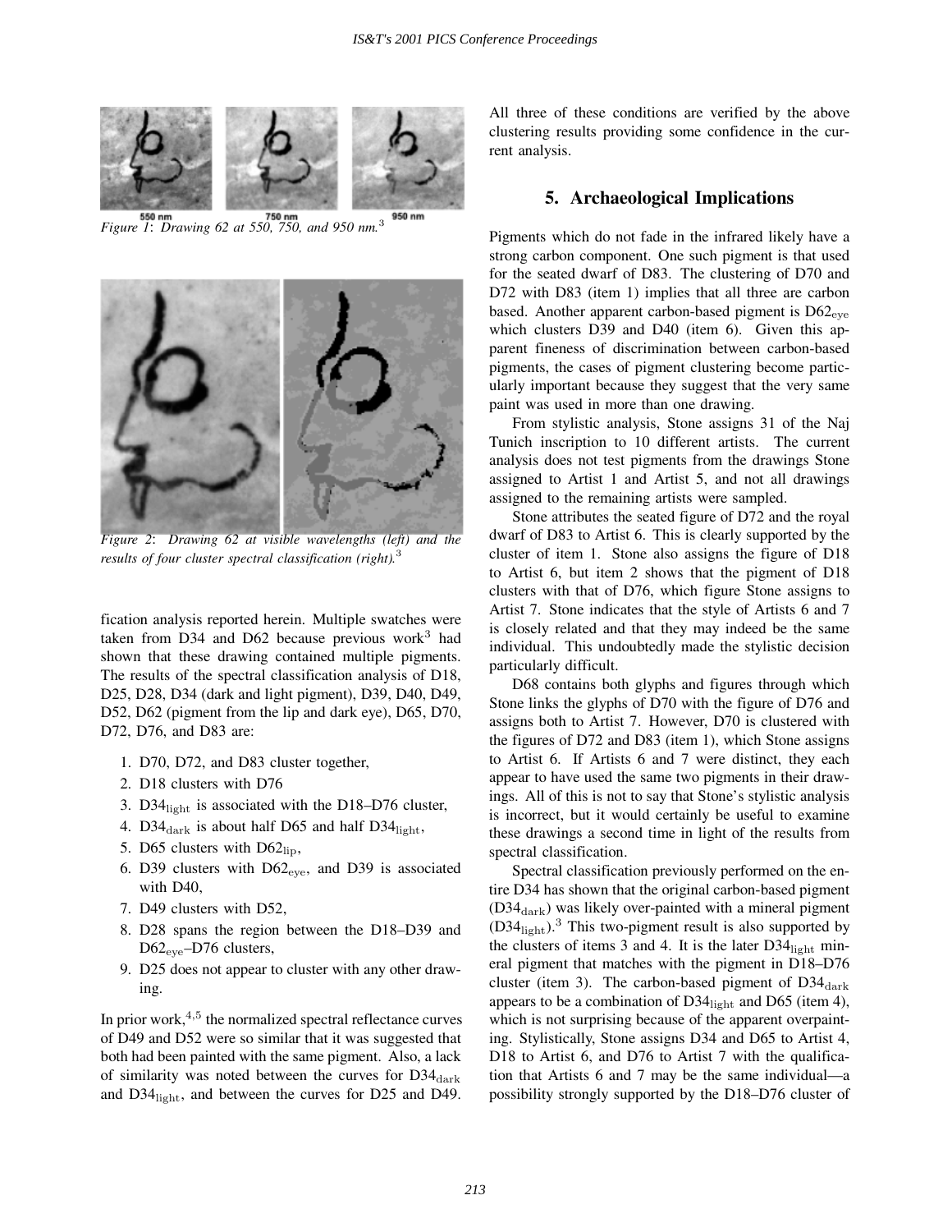550 nm 750 nm 950 nm

*Figure 1*: *Drawing 62 at 550, 750, and 950 nm.*[3]

*Figure 2*: *Drawing 62 at visible wavelengths (left) and the results of four cluster spectral classification (right).*[3]

fication analysis reported herein. Multiple swatches were taken from D34 and D62 because previous work[3] had shown that these drawing contained multiple pigments. The results of the spectral classification analysis of D18, D25, D28, D34 (dark and light pigment), D39, D40, D49, D52, D62 (pigment from the lip and dark eye), D65, D70, D72, D76, and D83 are:

1. D70, D72, and D83 cluster together,
2. D18 clusters with D76
3. $D34_{light}$ is associated with the D18–D76 cluster,
4. $D34_{dark}$ is about half D65 and half $D34_{light}$,
5. D65 clusters with $D62_{lip}$,
6. D39 clusters with $D62_{eye}$, and D39 is associated with D40,
7. D49 clusters with D52,
8. D28 spans the region between the D18–D39 and $D62_{eye}$–D76 clusters,
9. D25 does not appear to cluster with any other drawing.

In prior work,[4,5] the normalized spectral reflectance curves of D49 and D52 were so similar that it was suggested that both had been painted with the same pigment. Also, a lack of similarity was noted between the curves for $D34_{dark}$ and $D34_{light}$, and between the curves for D25 and D49.

All three of these conditions are verified by the above clustering results providing some confidence in the current analysis.

## 5. Archaeological Implications

Pigments which do not fade in the infrared likely have a strong carbon component. One such pigment is that used for the seated dwarf of D83. The clustering of D70 and D72 with D83 (item 1) implies that all three are carbon based. Another apparent carbon-based pigment is $D62_{eye}$ which clusters D39 and D40 (item 6). Given this apparent fineness of discrimination between carbon-based pigments, the cases of pigment clustering become particularly important because they suggest that the very same paint was used in more than one drawing.

From stylistic analysis, Stone assigns 31 of the Naj Tunich inscription to 10 different artists. The current analysis does not test pigments from the drawings Stone assigned to Artist 1 and Artist 5, and not all drawings assigned to the remaining artists were sampled.

Stone attributes the seated figure of D72 and the royal dwarf of D83 to Artist 6. This is clearly supported by the cluster of item 1. Stone also assigns the figure of D18 to Artist 6, but item 2 shows that the pigment of D18 clusters with that of D76, which figure Stone assigns to Artist 7. Stone indicates that the style of Artists 6 and 7 is closely related and that they may indeed be the same individual. This undoubtedly made the stylistic decision particularly difficult.

D68 contains both glyphs and figures through which Stone links the glyphs of D70 with the figure of D76 and assigns both to Artist 7. However, D70 is clustered with the figures of D72 and D83 (item 1), which Stone assigns to Artist 6. If Artists 6 and 7 were distinct, they each appear to have used the same two pigments in their drawings. All of this is not to say that Stone's stylistic analysis is incorrect, but it would certainly be useful to examine these drawings a second time in light of the results from spectral classification.

Spectral classification previously performed on the entire D34 has shown that the original carbon-based pigment ($D34_{dark}$) was likely over-painted with a mineral pigment ($D34_{light}$).[3] This two-pigment result is also supported by the clusters of items 3 and 4. It is the later $D34_{light}$ mineral pigment that matches with the pigment in D18–D76 cluster (item 3). The carbon-based pigment of $D34_{dark}$ appears to be a combination of $D34_{light}$ and D65 (item 4), which is not surprising because of the apparent overpainting. Stylistically, Stone assigns D34 and D65 to Artist 4, D18 to Artist 6, and D76 to Artist 7 with the qualification that Artists 6 and 7 may be the same individual—a possibility strongly supported by the D18–D76 cluster of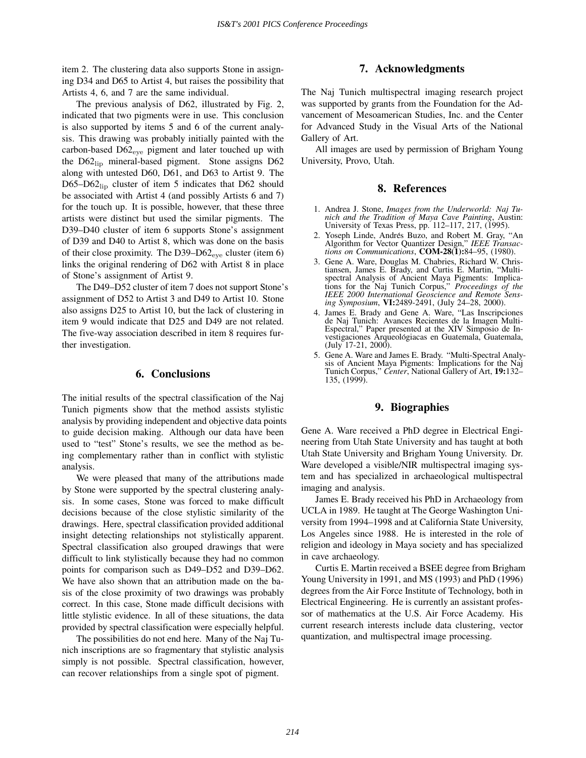item 2. The clustering data also supports Stone in assigning D34 and D65 to Artist 4, but raises the possibility that Artists 4, 6, and 7 are the same individual.

The previous analysis of D62, illustrated by Fig. 2, indicated that two pigments were in use. This conclusion is also supported by items 5 and 6 of the current analysis. This drawing was probably initially painted with the carbon-based $D62_{eye}$ pigment and later touched up with the $D62_{lip}$ mineral-based pigment. Stone assigns D62 along with untested D60, D61, and D63 to Artist 9. The D65–$D62_{lip}$ cluster of item 5 indicates that D62 should be associated with Artist 4 (and possibly Artists 6 and 7) for the touch up. It is possible, however, that these three artists were distinct but used the similar pigments. The D39–D40 cluster of item 6 supports Stone's assignment of D39 and D40 to Artist 8, which was done on the basis of their close proximity. The D39–$D62_{eye}$ cluster (item 6) links the original rendering of D62 with Artist 8 in place of Stone's assignment of Artist 9.

The D49–D52 cluster of item 7 does not support Stone's assignment of D52 to Artist 3 and D49 to Artist 10. Stone also assigns D25 to Artist 10, but the lack of clustering in item 9 would indicate that D25 and D49 are not related. The five-way association described in item 8 requires further investigation.

## 6. Conclusions

The initial results of the spectral classification of the Naj Tunich pigments show that the method assists stylistic analysis by providing independent and objective data points to guide decision making. Although our data have been used to "test" Stone's results, we see the method as being complementary rather than in conflict with stylistic analysis.

We were pleased that many of the attributions made by Stone were supported by the spectral clustering analysis. In some cases, Stone was forced to make difficult decisions because of the close stylistic similarity of the drawings. Here, spectral classification provided additional insight detecting relationships not stylistically apparent. Spectral classification also grouped drawings that were difficult to link stylistically because they had no common points for comparison such as D49–D52 and D39–D62. We have also shown that an attribution made on the basis of the close proximity of two drawings was probably correct. In this case, Stone made difficult decisions with little stylistic evidence. In all of these situations, the data provided by spectral classification were especially helpful.

The possibilities do not end here. Many of the Naj Tunich inscriptions are so fragmentary that stylistic analysis simply is not possible. Spectral classification, however, can recover relationships from a single spot of pigment.

## 7. Acknowledgments

The Naj Tunich multispectral imaging research project was supported by grants from the Foundation for the Advancement of Mesoamerican Studies, Inc. and the Center for Advanced Study in the Visual Arts of the National Gallery of Art.

All images are used by permission of Brigham Young University, Provo, Utah.

## 8. References

1. Andrea J. Stone, *Images from the Underworld: Naj Tunich and the Tradition of Maya Cave Painting*, Austin: University of Texas Press, pp. 112–117, 217, (1995).
2. Yoseph Linde, Andrés Buzo, and Robert M. Gray, "An Algorithm for Vector Quantizer Design," *IEEE Transactions on Communications*, **COM-28(1):**84–95, (1980).
3. Gene A. Ware, Douglas M. Chabries, Richard W. Christiansen, James E. Brady, and Curtis E. Martin, "Multispectral Analysis of Ancient Maya Pigments: Implications for the Naj Tunich Corpus," *Proceedings of the IEEE 2000 International Geoscience and Remote Sensing Symposium*, **VI:**2489-2491, (July 24–28, 2000).
4. James E. Brady and Gene A. Ware, "Las Inscripciones de Naj Tunich: Avances Recientes de la Imagen Multi-Espectral," Paper presented at the XIV Simposio de Investigaciones Arqueológiacas en Guatemala, Guatemala, (July 17-21, 2000).
5. Gene A. Ware and James E. Brady. "Multi-Spectral Analysis of Ancient Maya Pigments: Implications for the Naj Tunich Corpus," *Center*, National Gallery of Art, **19:**132–135, (1999).

## 9. Biographies

Gene A. Ware received a PhD degree in Electrical Engineering from Utah State University and has taught at both Utah State University and Brigham Young University. Dr. Ware developed a visible/NIR multispectral imaging system and has specialized in archaeological multispectral imaging and analysis.

James E. Brady received his PhD in Archaeology from UCLA in 1989. He taught at The George Washington University from 1994–1998 and at California State University, Los Angeles since 1988. He is interested in the role of religion and ideology in Maya society and has specialized in cave archaeology.

Curtis E. Martin received a BSEE degree from Brigham Young University in 1991, and MS (1993) and PhD (1996) degrees from the Air Force Institute of Technology, both in Electrical Engineering. He is currently an assistant professor of mathematics at the U.S. Air Force Academy. His current research interests include data clustering, vector quantization, and multispectral image processing.